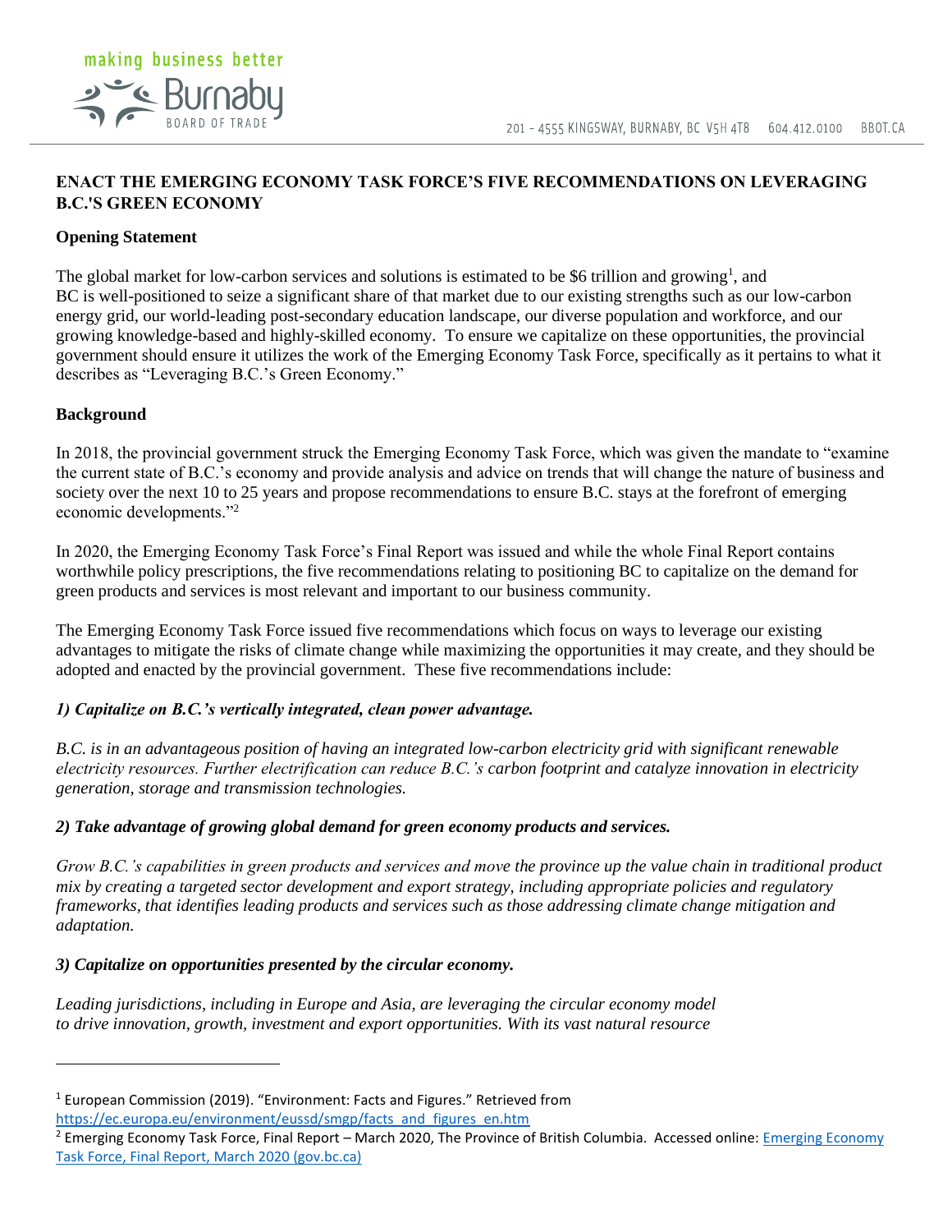# ENACT THE EMERGING ECONOMY TASK FORCE'S FIVE RECOMMENDATIONS ON LEVERAGING B.C.'S GREEN ECONOMY

## Opening Statement

The global market for low-carbon services and solutions is estimated to be $6 trillion and growing[1], and BC is well-positioned to seize a significant share of that market due to our existing strengths such as our low-carbon energy grid, our world-leading post-secondary education landscape, our diverse population and workforce, and our growing knowledge-based and highly-skilled economy. To ensure we capitalize on these opportunities, the provincial government should ensure it utilizes the work of the Emerging Economy Task Force, specifically as it pertains to what it describes as "Leveraging B.C.'s Green Economy."

## Background

In 2018, the provincial government struck the Emerging Economy Task Force, which was given the mandate to "examine the current state of B.C.'s economy and provide analysis and advice on trends that will change the nature of business and society over the next 10 to 25 years and propose recommendations to ensure B.C. stays at the forefront of emerging economic developments."[2]

In 2020, the Emerging Economy Task Force's Final Report was issued and while the whole Final Report contains worthwhile policy prescriptions, the five recommendations relating to positioning BC to capitalize on the demand for green products and services is most relevant and important to our business community.

The Emerging Economy Task Force issued five recommendations which focus on ways to leverage our existing advantages to mitigate the risks of climate change while maximizing the opportunities it may create, and they should be adopted and enacted by the provincial government. These five recommendations include:

### *1) Capitalize on B.C.'s vertically integrated, clean power advantage.*

*B.C. is in an advantageous position of having an integrated low-carbon electricity grid with significant renewable electricity resources. Further electrification can reduce B.C.'s carbon footprint and catalyze innovation in electricity generation, storage and transmission technologies.*

### *2) Take advantage of growing global demand for green economy products and services.*

*Grow B.C.'s capabilities in green products and services and move the province up the value chain in traditional product mix by creating a targeted sector development and export strategy, including appropriate policies and regulatory frameworks, that identifies leading products and services such as those addressing climate change mitigation and adaptation.*

### *3) Capitalize on opportunities presented by the circular economy.*

*Leading jurisdictions, including in Europe and Asia, are leveraging the circular economy model to drive innovation, growth, investment and export opportunities. With its vast natural resource*

---

[1] European Commission (2019). "Environment: Facts and Figures." Retrieved from https://ec.europa.eu/environment/eussd/smgp/facts_and_figures_en.htm

[2] Emerging Economy Task Force, Final Report – March 2020, The Province of British Columbia. Accessed online: Emerging Economy Task Force, Final Report, March 2020 (gov.bc.ca)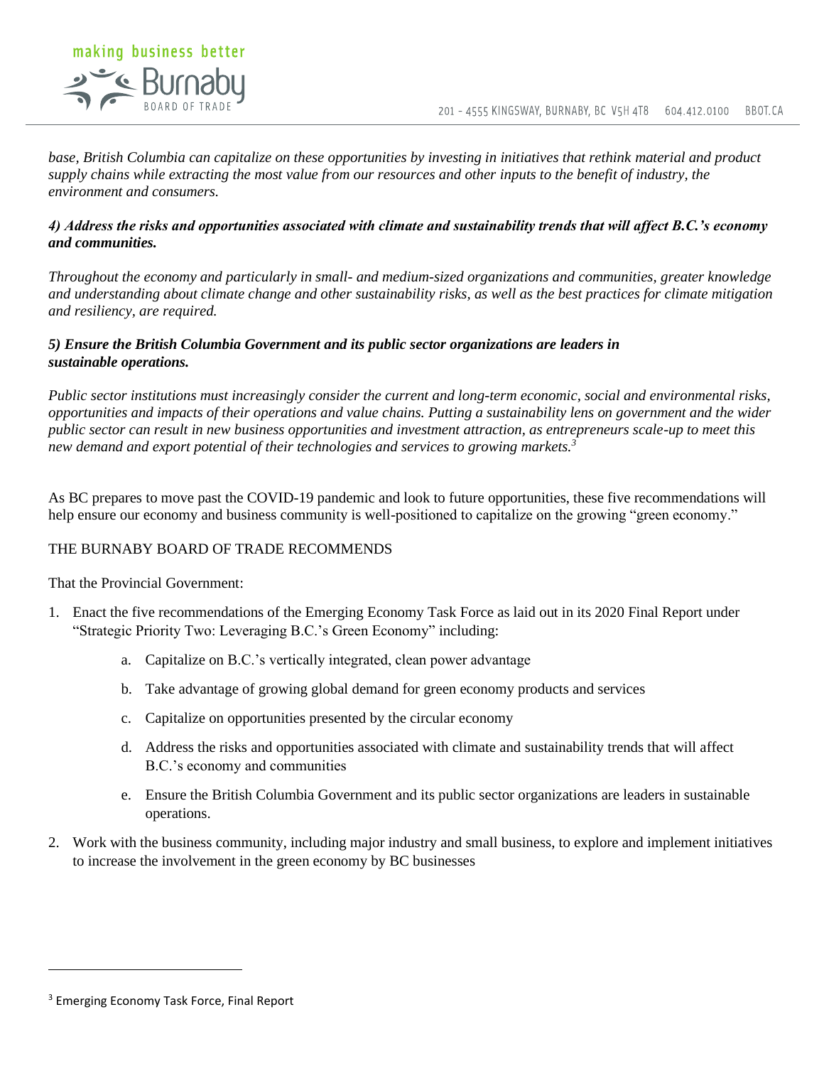*base, British Columbia can capitalize on these opportunities by investing in initiatives that rethink material and product supply chains while extracting the most value from our resources and other inputs to the benefit of industry, the environment and consumers.*

***4) Address the risks and opportunities associated with climate and sustainability trends that will affect B.C.'s economy and communities.***

*Throughout the economy and particularly in small- and medium-sized organizations and communities, greater knowledge and understanding about climate change and other sustainability risks, as well as the best practices for climate mitigation and resiliency, are required.*

***5) Ensure the British Columbia Government and its public sector organizations are leaders in sustainable operations.***

*Public sector institutions must increasingly consider the current and long-term economic, social and environmental risks, opportunities and impacts of their operations and value chains. Putting a sustainability lens on government and the wider public sector can result in new business opportunities and investment attraction, as entrepreneurs scale-up to meet this new demand and export potential of their technologies and services to growing markets.*[3]

As BC prepares to move past the COVID-19 pandemic and look to future opportunities, these five recommendations will help ensure our economy and business community is well-positioned to capitalize on the growing "green economy."

THE BURNABY BOARD OF TRADE RECOMMENDS

That the Provincial Government:

1. Enact the five recommendations of the Emerging Economy Task Force as laid out in its 2020 Final Report under "Strategic Priority Two: Leveraging B.C.'s Green Economy" including:
    a. Capitalize on B.C.'s vertically integrated, clean power advantage
    b. Take advantage of growing global demand for green economy products and services
    c. Capitalize on opportunities presented by the circular economy
    d. Address the risks and opportunities associated with climate and sustainability trends that will affect B.C.'s economy and communities
    e. Ensure the British Columbia Government and its public sector organizations are leaders in sustainable operations.
2. Work with the business community, including major industry and small business, to explore and implement initiatives to increase the involvement in the green economy by BC businesses

[3] Emerging Economy Task Force, Final Report